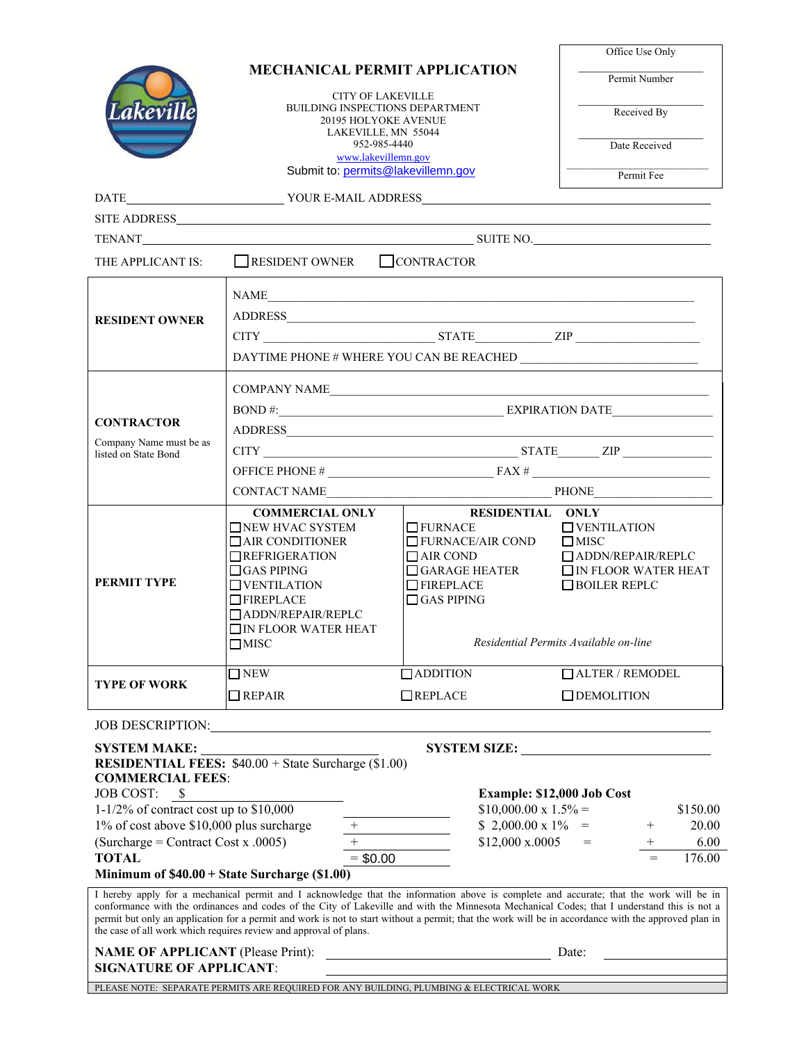# MECHANICAL PERMIT APPLICATION

CITY OF LAKEVILLE
BUILDING INSPECTIONS DEPARTMENT
20195 HOLYOKE AVENUE
LAKEVILLE, MN 55044
952-985-4440
www.lakevillemn.gov
Submit to: permits@lakevillemn.gov

| Office Use Only |
|---|
| Permit Number |
| Received By |
| Date Received |
| Permit Fee |

DATE ____________________ YOUR E-MAIL ADDRESS ____________________

SITE ADDRESS ____________________

TENANT ____________________ SUITE NO. ____________________

THE APPLICANT IS: ☐ RESIDENT OWNER ☐ CONTRACTOR

| | |
|---|---|
| **RESIDENT OWNER** | NAME ____________________<br>ADDRESS ____________________<br>CITY __________ STATE __________ ZIP __________<br>DAYTIME PHONE # WHERE YOU CAN BE REACHED __________ |
| **CONTRACTOR**<br>Company Name must be as listed on State Bond | COMPANY NAME ____________________<br>BOND #: __________ EXPIRATION DATE __________<br>ADDRESS ____________________<br>CITY __________ STATE ______ ZIP __________<br>OFFICE PHONE # __________ FAX # __________<br>CONTACT NAME __________ PHONE __________ |

| PERMIT TYPE | COMMERCIAL ONLY | RESIDENTIAL | ONLY |
|---|---|---|---|
| | ☐ NEW HVAC SYSTEM | ☐ FURNACE | ☐ VENTILATION |
| | ☐ AIR CONDITIONER | ☐ FURNACE/AIR COND | ☐ MISC |
| | ☐ REFRIGERATION | ☐ AIR COND | ☐ ADDN/REPAIR/REPLC |
| | ☐ GAS PIPING | ☐ GARAGE HEATER | ☐ IN FLOOR WATER HEAT |
| | ☐ VENTILATION | ☐ FIREPLACE | ☐ BOILER REPLC |
| | ☐ FIREPLACE | ☐ GAS PIPING | |
| | ☐ ADDN/REPAIR/REPLC | | |
| | ☐ IN FLOOR WATER HEAT | | |
| | ☐ MISC | *Residential Permits Available on-line* | |

| TYPE OF WORK | | | |
|---|---|---|---|
| | ☐ NEW | ☐ ADDITION | ☐ ALTER / REMODEL |
| | ☐ REPAIR | ☐ REPLACE | ☐ DEMOLITION |

JOB DESCRIPTION: ____________________

**SYSTEM MAKE:** __________ **SYSTEM SIZE:** __________

**RESIDENTIAL FEES:** $40.00 + State Surcharge ($1.00)

**COMMERCIAL FEES**:

| JOB COST: $ | | **Example: $12,000 Job Cost** | | |
|---|---|---|---|---|
| 1-1/2% of contract cost up to $10,000 | | $10,000.00 x 1.5% = | | $150.00 |
| 1% of cost above $10,000 plus surcharge | + | $ 2,000.00 x 1% = | + | 20.00 |
| (Surcharge = Contract Cost x .0005) | + | $12,000 x.0005 = | + | 6.00 |
| **TOTAL** | = $0.00 | | = | 176.00 |

**Minimum of $40.00 + State Surcharge ($1.00)**

I hereby apply for a mechanical permit and I acknowledge that the information above is complete and accurate; that the work will be in conformance with the ordinances and codes of the City of Lakeville and with the Minnesota Mechanical Codes; that I understand this is not a permit but only an application for a permit and work is not to start without a permit; that the work will be in accordance with the approved plan in the case of all work which requires review and approval of plans.

**NAME OF APPLICANT** (Please Print): ____________________ Date: __________

**SIGNATURE OF APPLICANT**: ____________________

PLEASE NOTE: SEPARATE PERMITS ARE REQUIRED FOR ANY BUILDING, PLUMBING & ELECTRICAL WORK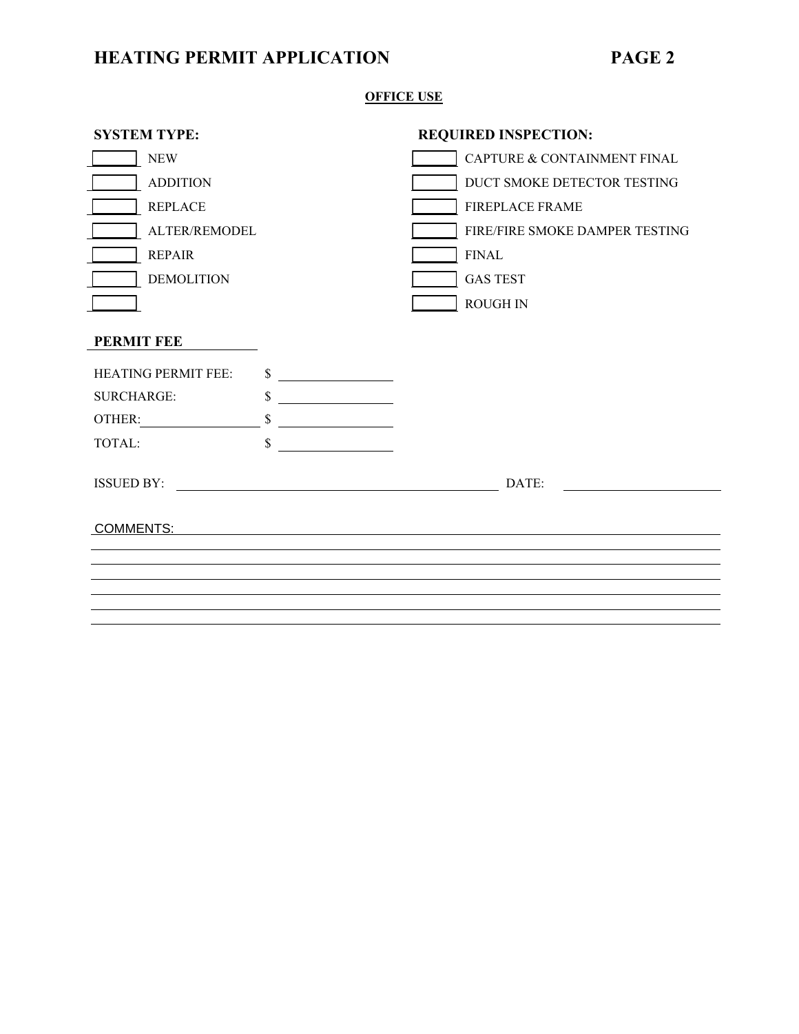# HEATING PERMIT APPLICATION

**OFFICE USE**

| SYSTEM TYPE: | REQUIRED INSPECTION: |
|---|---|
| ☐ NEW | ☐ CAPTURE & CONTAINMENT FINAL |
| ☐ ADDITION | ☐ DUCT SMOKE DETECTOR TESTING |
| ☐ REPLACE | ☐ FIREPLACE FRAME |
| ☐ ALTER/REMODEL | ☐ FIRE/FIRE SMOKE DAMPER TESTING |
| ☐ REPAIR | ☐ FINAL |
| ☐ DEMOLITION | ☐ GAS TEST |
| ☐ | ☐ ROUGH IN |

**PERMIT FEE**

HEATING PERMIT FEE: $ ______________

SURCHARGE: $ ______________

OTHER: ______________ $ ______________

TOTAL: $ ______________

ISSUED BY: ______________________________ DATE: ______________

COMMENTS: ____________________________________________

____________________________________________

____________________________________________

____________________________________________

____________________________________________

____________________________________________

____________________________________________